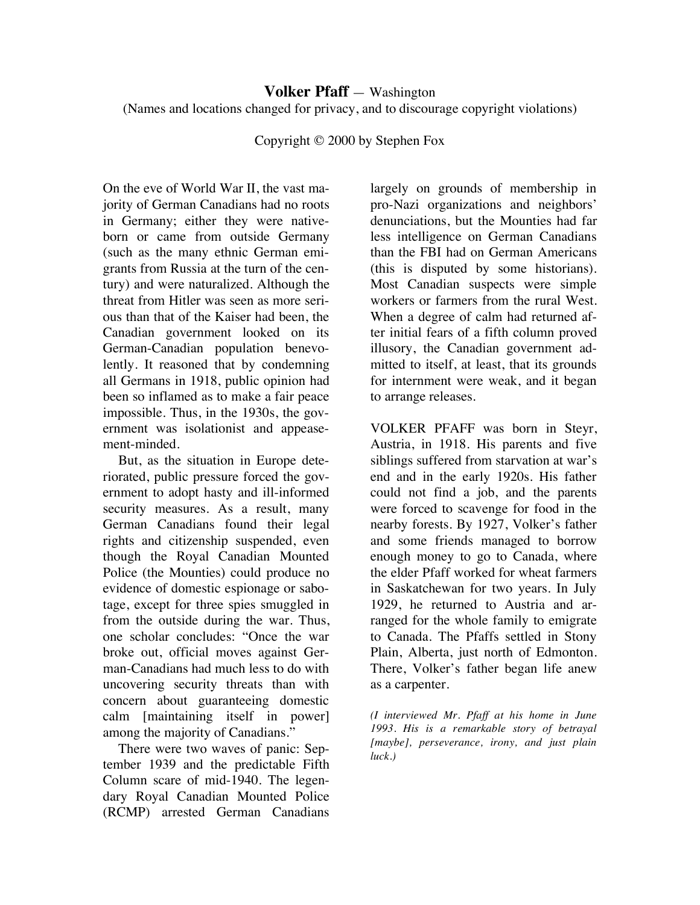# **Volker Pfaff** — Washington

(Names and locations changed for privacy, and to discourage copyright violations)

Copyright © 2000 by Stephen Fox

On the eve of World War II, the vast majority of German Canadians had no roots in Germany; either they were native-born or came from outside Germany (such as the many ethnic German emigrants from Russia at the turn of the century) and were naturalized. Although the threat from Hitler was seen as more serious than that of the Kaiser had been, the Canadian government looked on its German-Canadian population benevolently. It reasoned that by condemning all Germans in 1918, public opinion had been so inflamed as to make a fair peace impossible. Thus, in the 1930s, the government was isolationist and appeasement-minded.

But, as the situation in Europe deteriorated, public pressure forced the government to adopt hasty and ill-informed security measures. As a result, many German Canadians found their legal rights and citizenship suspended, even though the Royal Canadian Mounted Police (the Mounties) could produce no evidence of domestic espionage or sabotage, except for three spies smuggled in from the outside during the war. Thus, one scholar concludes: "Once the war broke out, official moves against German-Canadians had much less to do with uncovering security threats than with concern about guaranteeing domestic calm [maintaining itself in power] among the majority of Canadians."

There were two waves of panic: September 1939 and the predictable Fifth Column scare of mid-1940. The legendary Royal Canadian Mounted Police (RCMP) arrested German Canadians largely on grounds of membership in pro-Nazi organizations and neighbors' denunciations, but the Mounties had far less intelligence on German Canadians than the FBI had on German Americans (this is disputed by some historians). Most Canadian suspects were simple workers or farmers from the rural West. When a degree of calm had returned after initial fears of a fifth column proved illusory, the Canadian government admitted to itself, at least, that its grounds for internment were weak, and it began to arrange releases.

VOLKER PFAFF was born in Steyr, Austria, in 1918. His parents and five siblings suffered from starvation at war's end and in the early 1920s. His father could not find a job, and the parents were forced to scavenge for food in the nearby forests. By 1927, Volker's father and some friends managed to borrow enough money to go to Canada, where the elder Pfaff worked for wheat farmers in Saskatchewan for two years. In July 1929, he returned to Austria and arranged for the whole family to emigrate to Canada. The Pfaffs settled in Stony Plain, Alberta, just north of Edmonton. There, Volker's father began life anew as a carpenter.

*(I interviewed Mr. Pfaff at his home in June 1993. His is a remarkable story of betrayal [maybe], perseverance, irony, and just plain luck.)*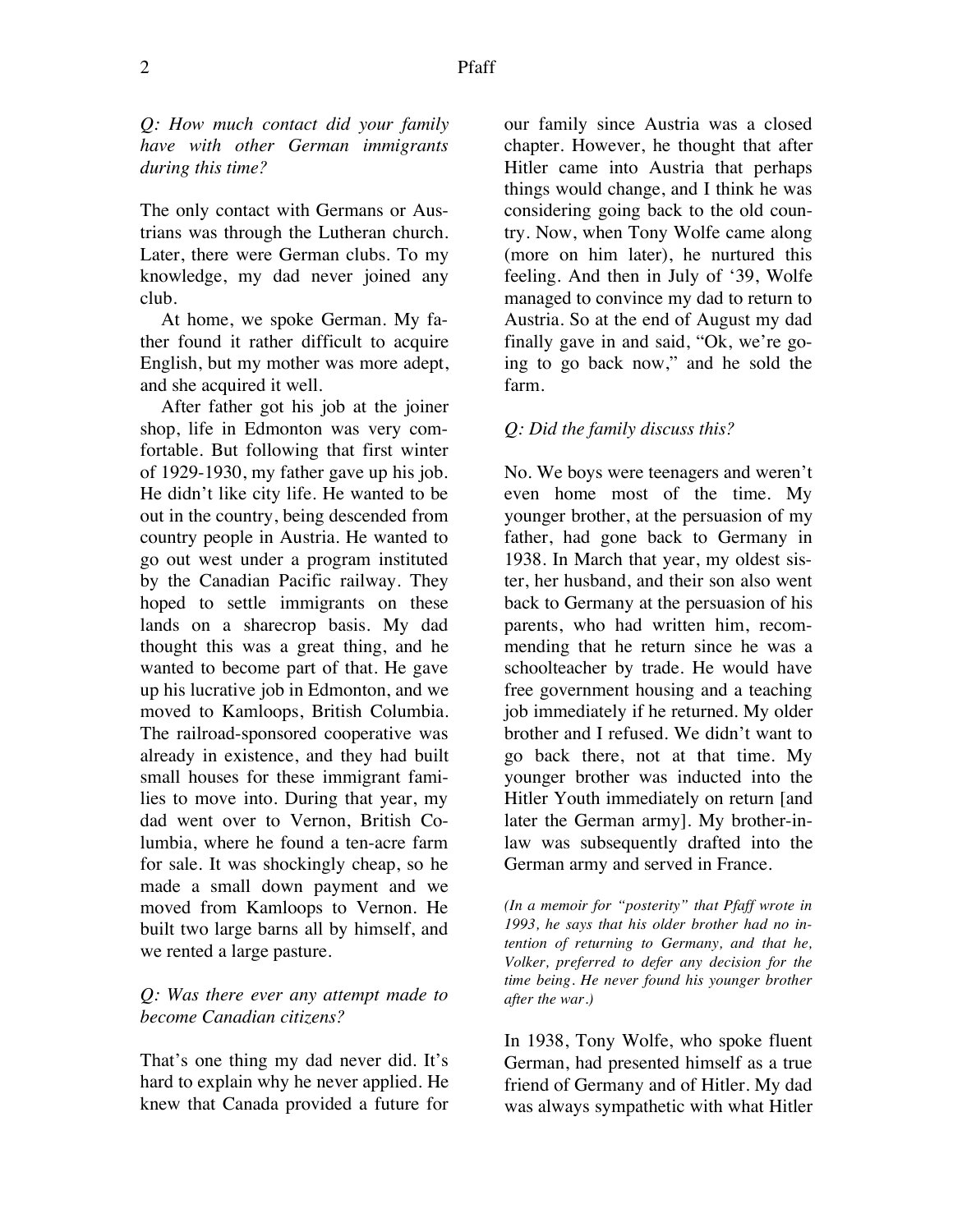*Q: How much contact did your family have with other German immigrants during this time?*

The only contact with Germans or Austrians was through the Lutheran church. Later, there were German clubs. To my knowledge, my dad never joined any club.

At home, we spoke German. My father found it rather difficult to acquire English, but my mother was more adept, and she acquired it well.

After father got his job at the joiner shop, life in Edmonton was very comfortable. But following that first winter of 1929-1930, my father gave up his job. He didn't like city life. He wanted to be out in the country, being descended from country people in Austria. He wanted to go out west under a program instituted by the Canadian Pacific railway. They hoped to settle immigrants on these lands on a sharecrop basis. My dad thought this was a great thing, and he wanted to become part of that. He gave up his lucrative job in Edmonton, and we moved to Kamloops, British Columbia. The railroad-sponsored cooperative was already in existence, and they had built small houses for these immigrant families to move into. During that year, my dad went over to Vernon, British Columbia, where he found a ten-acre farm for sale. It was shockingly cheap, so he made a small down payment and we moved from Kamloops to Vernon. He built two large barns all by himself, and we rented a large pasture.

*Q: Was there ever any attempt made to become Canadian citizens?*

That's one thing my dad never did. It's hard to explain why he never applied. He knew that Canada provided a future for our family since Austria was a closed chapter. However, he thought that after Hitler came into Austria that perhaps things would change, and I think he was considering going back to the old country. Now, when Tony Wolfe came along (more on him later), he nurtured this feeling. And then in July of '39, Wolfe managed to convince my dad to return to Austria. So at the end of August my dad finally gave in and said, "Ok, we're going to go back now," and he sold the farm.

*Q: Did the family discuss this?*

No. We boys were teenagers and weren't even home most of the time. My younger brother, at the persuasion of my father, had gone back to Germany in 1938. In March that year, my oldest sister, her husband, and their son also went back to Germany at the persuasion of his parents, who had written him, recommending that he return since he was a schoolteacher by trade. He would have free government housing and a teaching job immediately if he returned. My older brother and I refused. We didn't want to go back there, not at that time. My younger brother was inducted into the Hitler Youth immediately on return [and later the German army]. My brother-in-law was subsequently drafted into the German army and served in France.

*(In a memoir for "posterity" that Pfaff wrote in 1993, he says that his older brother had no intention of returning to Germany, and that he, Volker, preferred to defer any decision for the time being. He never found his younger brother after the war.)*

In 1938, Tony Wolfe, who spoke fluent German, had presented himself as a true friend of Germany and of Hitler. My dad was always sympathetic with what Hitler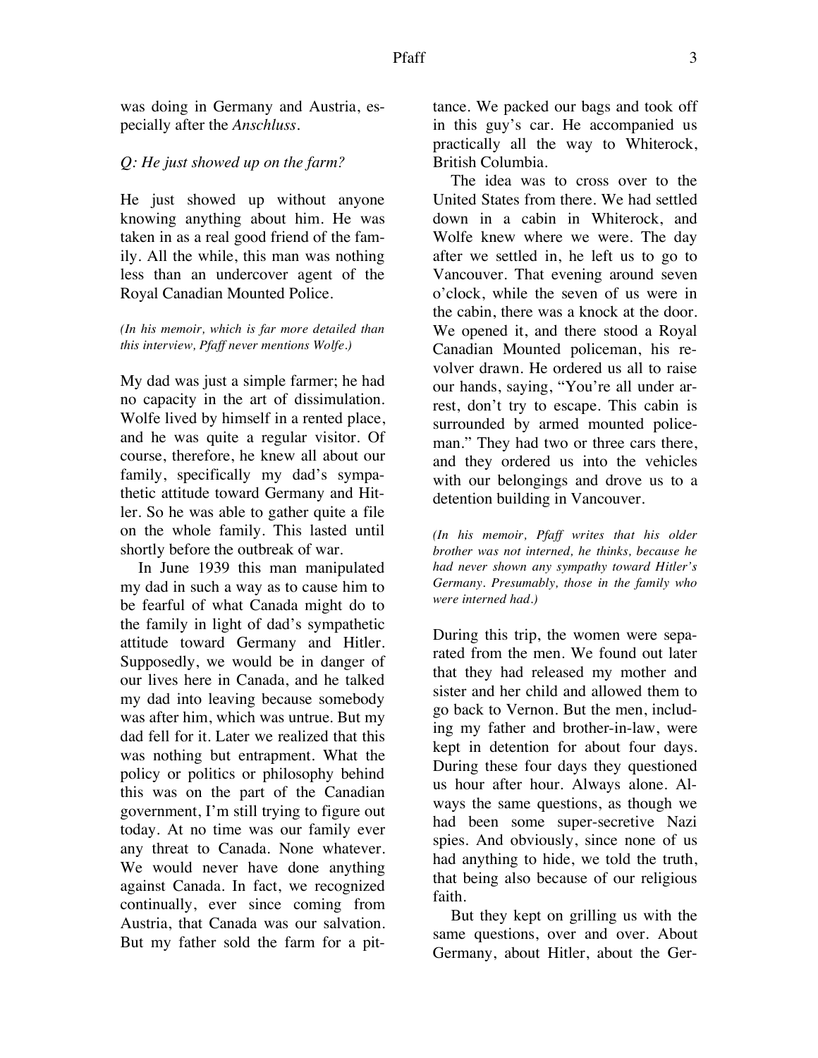was doing in Germany and Austria, especially after the *Anschluss*.

*Q: He just showed up on the farm?*

He just showed up without anyone knowing anything about him. He was taken in as a real good friend of the family. All the while, this man was nothing less than an undercover agent of the Royal Canadian Mounted Police.

*(In his memoir, which is far more detailed than this interview, Pfaff never mentions Wolfe.)*

My dad was just a simple farmer; he had no capacity in the art of dissimulation. Wolfe lived by himself in a rented place, and he was quite a regular visitor. Of course, therefore, he knew all about our family, specifically my dad's sympathetic attitude toward Germany and Hitler. So he was able to gather quite a file on the whole family. This lasted until shortly before the outbreak of war.

In June 1939 this man manipulated my dad in such a way as to cause him to be fearful of what Canada might do to the family in light of dad's sympathetic attitude toward Germany and Hitler. Supposedly, we would be in danger of our lives here in Canada, and he talked my dad into leaving because somebody was after him, which was untrue. But my dad fell for it. Later we realized that this was nothing but entrapment. What the policy or politics or philosophy behind this was on the part of the Canadian government, I'm still trying to figure out today. At no time was our family ever any threat to Canada. None whatever. We would never have done anything against Canada. In fact, we recognized continually, ever since coming from Austria, that Canada was our salvation. But my father sold the farm for a pittance. We packed our bags and took off in this guy's car. He accompanied us practically all the way to Whiterock, British Columbia.

The idea was to cross over to the United States from there. We had settled down in a cabin in Whiterock, and Wolfe knew where we were. The day after we settled in, he left us to go to Vancouver. That evening around seven o'clock, while the seven of us were in the cabin, there was a knock at the door. We opened it, and there stood a Royal Canadian Mounted policeman, his revolver drawn. He ordered us all to raise our hands, saying, "You're all under arrest, don't try to escape. This cabin is surrounded by armed mounted policeman." They had two or three cars there, and they ordered us into the vehicles with our belongings and drove us to a detention building in Vancouver.

*(In his memoir, Pfaff writes that his older brother was not interned, he thinks, because he had never shown any sympathy toward Hitler's Germany. Presumably, those in the family who were interned had.)*

During this trip, the women were separated from the men. We found out later that they had released my mother and sister and her child and allowed them to go back to Vernon. But the men, including my father and brother-in-law, were kept in detention for about four days. During these four days they questioned us hour after hour. Always alone. Always the same questions, as though we had been some super-secretive Nazi spies. And obviously, since none of us had anything to hide, we told the truth, that being also because of our religious faith.

But they kept on grilling us with the same questions, over and over. About Germany, about Hitler, about the Ger-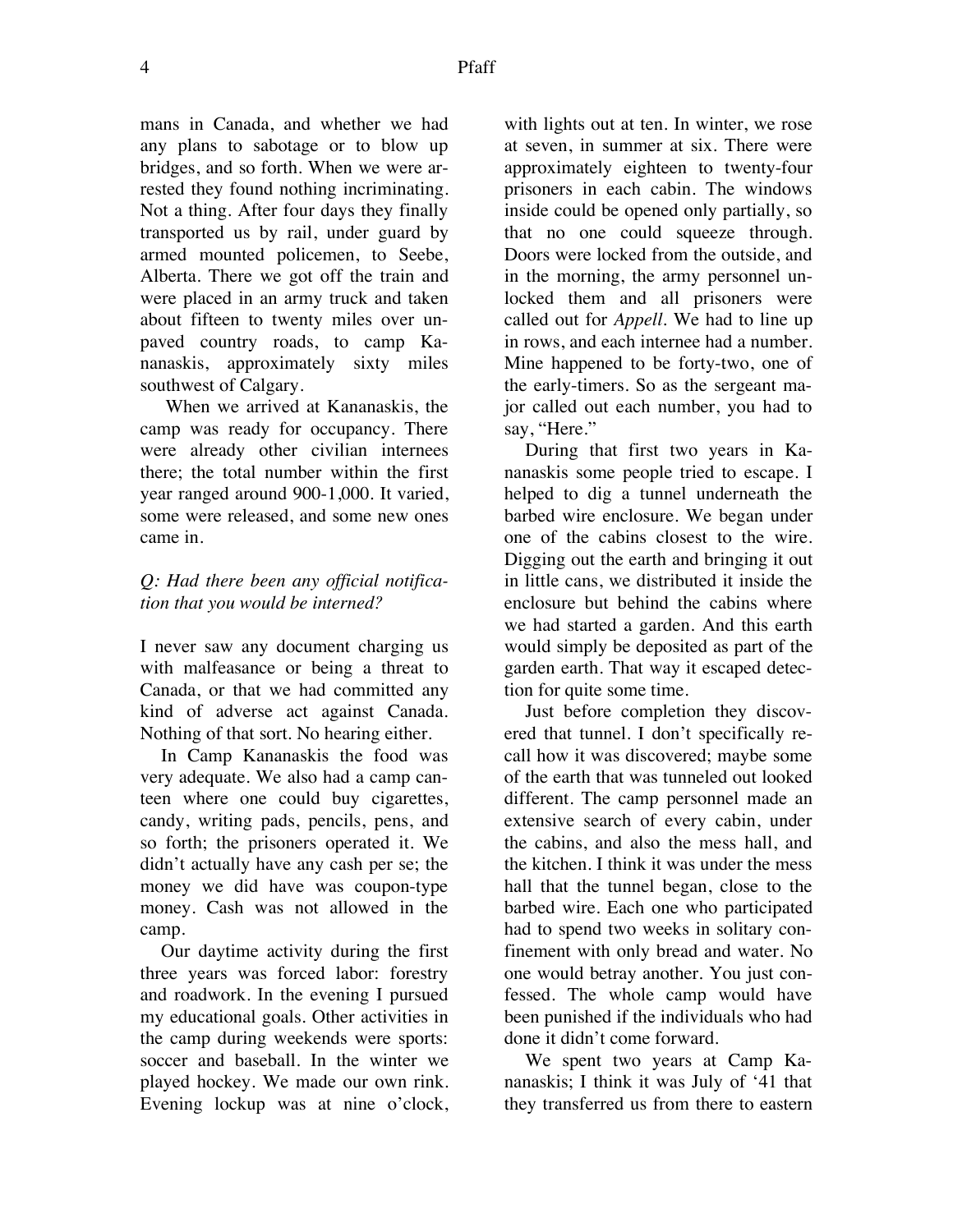mans in Canada, and whether we had any plans to sabotage or to blow up bridges, and so forth. When we were arrested they found nothing incriminating. Not a thing. After four days they finally transported us by rail, under guard by armed mounted policemen, to Seebe, Alberta. There we got off the train and were placed in an army truck and taken about fifteen to twenty miles over unpaved country roads, to camp Kananaskis, approximately sixty miles southwest of Calgary.

When we arrived at Kananaskis, the camp was ready for occupancy. There were already other civilian internees there; the total number within the first year ranged around 900-1,000. It varied, some were released, and some new ones came in.

*Q: Had there been any official notification that you would be interned?*

I never saw any document charging us with malfeasance or being a threat to Canada, or that we had committed any kind of adverse act against Canada. Nothing of that sort. No hearing either.

In Camp Kananaskis the food was very adequate. We also had a camp canteen where one could buy cigarettes, candy, writing pads, pencils, pens, and so forth; the prisoners operated it. We didn't actually have any cash per se; the money we did have was coupon-type money. Cash was not allowed in the camp.

Our daytime activity during the first three years was forced labor: forestry and roadwork. In the evening I pursued my educational goals. Other activities in the camp during weekends were sports: soccer and baseball. In the winter we played hockey. We made our own rink. Evening lockup was at nine o'clock, with lights out at ten. In winter, we rose at seven, in summer at six. There were approximately eighteen to twenty-four prisoners in each cabin. The windows inside could be opened only partially, so that no one could squeeze through. Doors were locked from the outside, and in the morning, the army personnel unlocked them and all prisoners were called out for *Appell*. We had to line up in rows, and each internee had a number. Mine happened to be forty-two, one of the early-timers. So as the sergeant major called out each number, you had to say, "Here."

During that first two years in Kananaskis some people tried to escape. I helped to dig a tunnel underneath the barbed wire enclosure. We began under one of the cabins closest to the wire. Digging out the earth and bringing it out in little cans, we distributed it inside the enclosure but behind the cabins where we had started a garden. And this earth would simply be deposited as part of the garden earth. That way it escaped detection for quite some time.

Just before completion they discovered that tunnel. I don't specifically recall how it was discovered; maybe some of the earth that was tunneled out looked different. The camp personnel made an extensive search of every cabin, under the cabins, and also the mess hall, and the kitchen. I think it was under the mess hall that the tunnel began, close to the barbed wire. Each one who participated had to spend two weeks in solitary confinement with only bread and water. No one would betray another. You just confessed. The whole camp would have been punished if the individuals who had done it didn't come forward.

We spent two years at Camp Kananaskis; I think it was July of '41 that they transferred us from there to eastern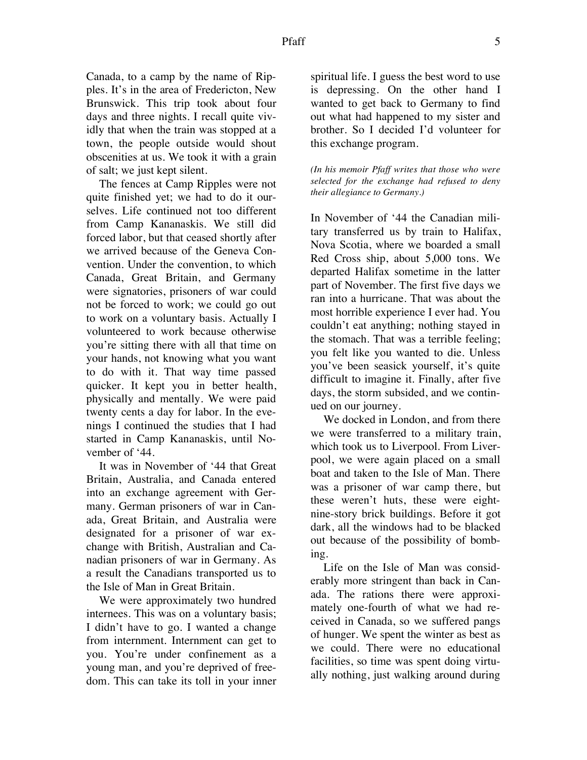Canada, to a camp by the name of Ripples. It's in the area of Fredericton, New Brunswick. This trip took about four days and three nights. I recall quite vividly that when the train was stopped at a town, the people outside would shout obscenities at us. We took it with a grain of salt; we just kept silent.

The fences at Camp Ripples were not quite finished yet; we had to do it ourselves. Life continued not too different from Camp Kananaskis. We still did forced labor, but that ceased shortly after we arrived because of the Geneva Convention. Under the convention, to which Canada, Great Britain, and Germany were signatories, prisoners of war could not be forced to work; we could go out to work on a voluntary basis. Actually I volunteered to work because otherwise you're sitting there with all that time on your hands, not knowing what you want to do with it. That way time passed quicker. It kept you in better health, physically and mentally. We were paid twenty cents a day for labor. In the evenings I continued the studies that I had started in Camp Kananaskis, until November of '44.

It was in November of '44 that Great Britain, Australia, and Canada entered into an exchange agreement with Germany. German prisoners of war in Canada, Great Britain, and Australia were designated for a prisoner of war exchange with British, Australian and Canadian prisoners of war in Germany. As a result the Canadians transported us to the Isle of Man in Great Britain.

We were approximately two hundred internees. This was on a voluntary basis; I didn't have to go. I wanted a change from internment. Internment can get to you. You're under confinement as a young man, and you're deprived of freedom. This can take its toll in your inner spiritual life. I guess the best word to use is depressing. On the other hand I wanted to get back to Germany to find out what had happened to my sister and brother. So I decided I'd volunteer for this exchange program.

*(In his memoir Pfaff writes that those who were selected for the exchange had refused to deny their allegiance to Germany.)*

In November of '44 the Canadian military transferred us by train to Halifax, Nova Scotia, where we boarded a small Red Cross ship, about 5,000 tons. We departed Halifax sometime in the latter part of November. The first five days we ran into a hurricane. That was about the most horrible experience I ever had. You couldn't eat anything; nothing stayed in the stomach. That was a terrible feeling; you felt like you wanted to die. Unless you've been seasick yourself, it's quite difficult to imagine it. Finally, after five days, the storm subsided, and we continued on our journey.

We docked in London, and from there we were transferred to a military train, which took us to Liverpool. From Liverpool, we were again placed on a small boat and taken to the Isle of Man. There was a prisoner of war camp there, but these weren't huts, these were eight-nine-story brick buildings. Before it got dark, all the windows had to be blacked out because of the possibility of bombing.

Life on the Isle of Man was considerably more stringent than back in Canada. The rations there were approximately one-fourth of what we had received in Canada, so we suffered pangs of hunger. We spent the winter as best as we could. There were no educational facilities, so time was spent doing virtually nothing, just walking around during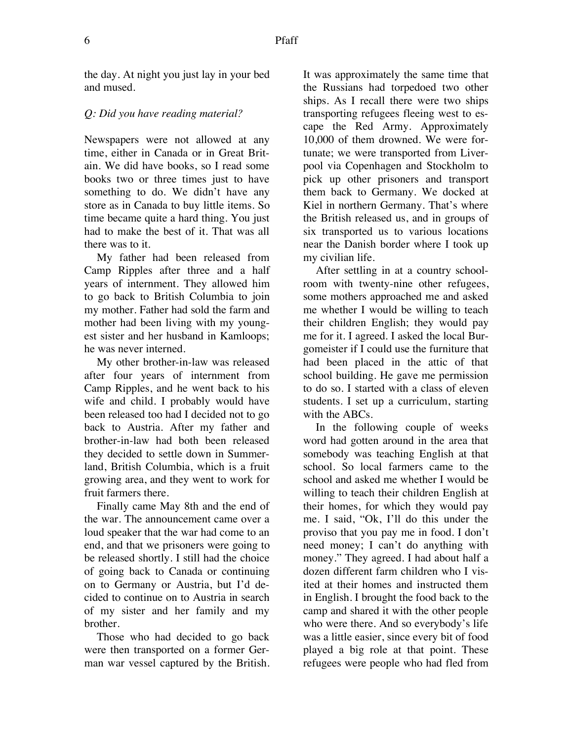the day. At night you just lay in your bed and mused.

*Q: Did you have reading material?*

Newspapers were not allowed at any time, either in Canada or in Great Britain. We did have books, so I read some books two or three times just to have something to do. We didn't have any store as in Canada to buy little items. So time became quite a hard thing. You just had to make the best of it. That was all there was to it.

My father had been released from Camp Ripples after three and a half years of internment. They allowed him to go back to British Columbia to join my mother. Father had sold the farm and mother had been living with my youngest sister and her husband in Kamloops; he was never interned.

My other brother-in-law was released after four years of internment from Camp Ripples, and he went back to his wife and child. I probably would have been released too had I decided not to go back to Austria. After my father and brother-in-law had both been released they decided to settle down in Summerland, British Columbia, which is a fruit growing area, and they went to work for fruit farmers there.

Finally came May 8th and the end of the war. The announcement came over a loud speaker that the war had come to an end, and that we prisoners were going to be released shortly. I still had the choice of going back to Canada or continuing on to Germany or Austria, but I'd decided to continue on to Austria in search of my sister and her family and my brother.

Those who had decided to go back were then transported on a former German war vessel captured by the British. It was approximately the same time that the Russians had torpedoed two other ships. As I recall there were two ships transporting refugees fleeing west to escape the Red Army. Approximately 10,000 of them drowned. We were fortunate; we were transported from Liverpool via Copenhagen and Stockholm to pick up other prisoners and transport them back to Germany. We docked at Kiel in northern Germany. That's where the British released us, and in groups of six transported us to various locations near the Danish border where I took up my civilian life.

After settling in at a country schoolroom with twenty-nine other refugees, some mothers approached me and asked me whether I would be willing to teach their children English; they would pay me for it. I agreed. I asked the local Burgomeister if I could use the furniture that had been placed in the attic of that school building. He gave me permission to do so. I started with a class of eleven students. I set up a curriculum, starting with the ABCs.

In the following couple of weeks word had gotten around in the area that somebody was teaching English at that school. So local farmers came to the school and asked me whether I would be willing to teach their children English at their homes, for which they would pay me. I said, "Ok, I'll do this under the proviso that you pay me in food. I don't need money; I can't do anything with money." They agreed. I had about half a dozen different farm children who I visited at their homes and instructed them in English. I brought the food back to the camp and shared it with the other people who were there. And so everybody's life was a little easier, since every bit of food played a big role at that point. These refugees were people who had fled from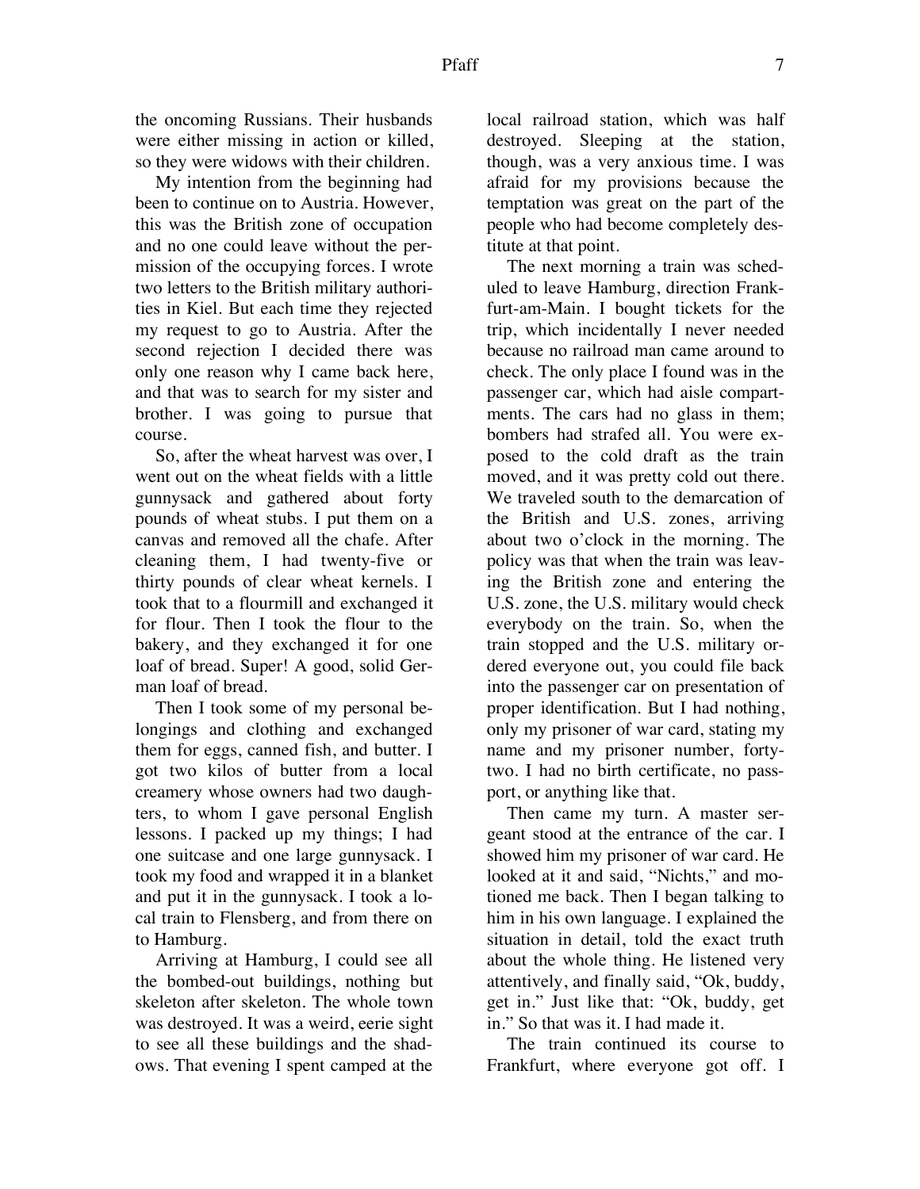the oncoming Russians. Their husbands were either missing in action or killed, so they were widows with their children.

My intention from the beginning had been to continue on to Austria. However, this was the British zone of occupation and no one could leave without the permission of the occupying forces. I wrote two letters to the British military authorities in Kiel. But each time they rejected my request to go to Austria. After the second rejection I decided there was only one reason why I came back here, and that was to search for my sister and brother. I was going to pursue that course.

So, after the wheat harvest was over, I went out on the wheat fields with a little gunnysack and gathered about forty pounds of wheat stubs. I put them on a canvas and removed all the chafe. After cleaning them, I had twenty-five or thirty pounds of clear wheat kernels. I took that to a flourmill and exchanged it for flour. Then I took the flour to the bakery, and they exchanged it for one loaf of bread. Super! A good, solid German loaf of bread.

Then I took some of my personal belongings and clothing and exchanged them for eggs, canned fish, and butter. I got two kilos of butter from a local creamery whose owners had two daughters, to whom I gave personal English lessons. I packed up my things; I had one suitcase and one large gunnysack. I took my food and wrapped it in a blanket and put it in the gunnysack. I took a local train to Flensberg, and from there on to Hamburg.

Arriving at Hamburg, I could see all the bombed-out buildings, nothing but skeleton after skeleton. The whole town was destroyed. It was a weird, eerie sight to see all these buildings and the shadows. That evening I spent camped at the local railroad station, which was half destroyed. Sleeping at the station, though, was a very anxious time. I was afraid for my provisions because the temptation was great on the part of the people who had become completely destitute at that point.

The next morning a train was scheduled to leave Hamburg, direction Frankfurt-am-Main. I bought tickets for the trip, which incidentally I never needed because no railroad man came around to check. The only place I found was in the passenger car, which had aisle compartments. The cars had no glass in them; bombers had strafed all. You were exposed to the cold draft as the train moved, and it was pretty cold out there. We traveled south to the demarcation of the British and U.S. zones, arriving about two o'clock in the morning. The policy was that when the train was leaving the British zone and entering the U.S. zone, the U.S. military would check everybody on the train. So, when the train stopped and the U.S. military ordered everyone out, you could file back into the passenger car on presentation of proper identification. But I had nothing, only my prisoner of war card, stating my name and my prisoner number, forty-two. I had no birth certificate, no passport, or anything like that.

Then came my turn. A master sergeant stood at the entrance of the car. I showed him my prisoner of war card. He looked at it and said, "Nichts," and motioned me back. Then I began talking to him in his own language. I explained the situation in detail, told the exact truth about the whole thing. He listened very attentively, and finally said, "Ok, buddy, get in." Just like that: "Ok, buddy, get in." So that was it. I had made it.

The train continued its course to Frankfurt, where everyone got off. I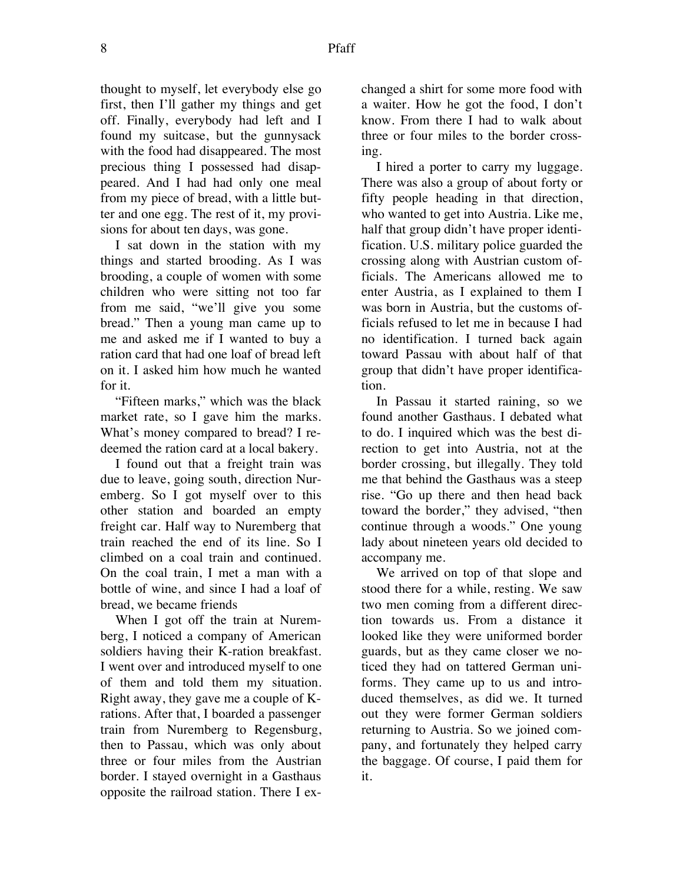thought to myself, let everybody else go first, then I'll gather my things and get off. Finally, everybody had left and I found my suitcase, but the gunnysack with the food had disappeared. The most precious thing I possessed had disappeared. And I had had only one meal from my piece of bread, with a little butter and one egg. The rest of it, my provisions for about ten days, was gone.

I sat down in the station with my things and started brooding. As I was brooding, a couple of women with some children who were sitting not too far from me said, "we'll give you some bread." Then a young man came up to me and asked me if I wanted to buy a ration card that had one loaf of bread left on it. I asked him how much he wanted for it.

"Fifteen marks," which was the black market rate, so I gave him the marks. What's money compared to bread? I redeemed the ration card at a local bakery.

I found out that a freight train was due to leave, going south, direction Nuremberg. So I got myself over to this other station and boarded an empty freight car. Half way to Nuremberg that train reached the end of its line. So I climbed on a coal train and continued. On the coal train, I met a man with a bottle of wine, and since I had a loaf of bread, we became friends

When I got off the train at Nuremberg, I noticed a company of American soldiers having their K-ration breakfast. I went over and introduced myself to one of them and told them my situation. Right away, they gave me a couple of K-rations. After that, I boarded a passenger train from Nuremberg to Regensburg, then to Passau, which was only about three or four miles from the Austrian border. I stayed overnight in a Gasthaus opposite the railroad station. There I exchanged a shirt for some more food with a waiter. How he got the food, I don't know. From there I had to walk about three or four miles to the border crossing.

I hired a porter to carry my luggage. There was also a group of about forty or fifty people heading in that direction, who wanted to get into Austria. Like me, half that group didn't have proper identification. U.S. military police guarded the crossing along with Austrian custom officials. The Americans allowed me to enter Austria, as I explained to them I was born in Austria, but the customs officials refused to let me in because I had no identification. I turned back again toward Passau with about half of that group that didn't have proper identification.

In Passau it started raining, so we found another Gasthaus. I debated what to do. I inquired which was the best direction to get into Austria, not at the border crossing, but illegally. They told me that behind the Gasthaus was a steep rise. "Go up there and then head back toward the border," they advised, "then continue through a woods." One young lady about nineteen years old decided to accompany me.

We arrived on top of that slope and stood there for a while, resting. We saw two men coming from a different direction towards us. From a distance it looked like they were uniformed border guards, but as they came closer we noticed they had on tattered German uniforms. They came up to us and introduced themselves, as did we. It turned out they were former German soldiers returning to Austria. So we joined company, and fortunately they helped carry the baggage. Of course, I paid them for it.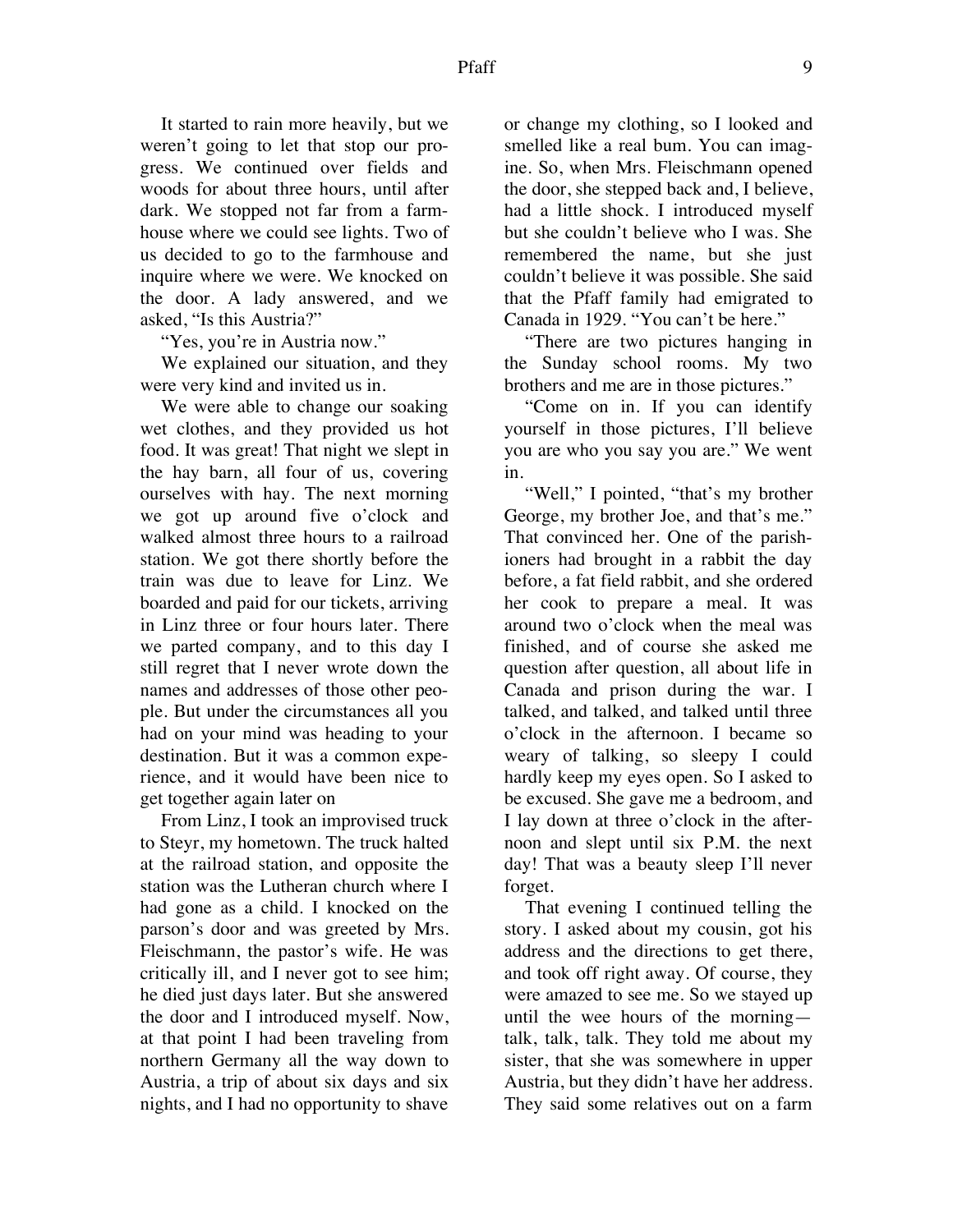It started to rain more heavily, but we weren't going to let that stop our progress. We continued over fields and woods for about three hours, until after dark. We stopped not far from a farmhouse where we could see lights. Two of us decided to go to the farmhouse and inquire where we were. We knocked on the door. A lady answered, and we asked, "Is this Austria?"

"Yes, you're in Austria now."

We explained our situation, and they were very kind and invited us in.

We were able to change our soaking wet clothes, and they provided us hot food. It was great! That night we slept in the hay barn, all four of us, covering ourselves with hay. The next morning we got up around five o'clock and walked almost three hours to a railroad station. We got there shortly before the train was due to leave for Linz. We boarded and paid for our tickets, arriving in Linz three or four hours later. There we parted company, and to this day I still regret that I never wrote down the names and addresses of those other people. But under the circumstances all you had on your mind was heading to your destination. But it was a common experience, and it would have been nice to get together again later on

From Linz, I took an improvised truck to Steyr, my hometown. The truck halted at the railroad station, and opposite the station was the Lutheran church where I had gone as a child. I knocked on the parson's door and was greeted by Mrs. Fleischmann, the pastor's wife. He was critically ill, and I never got to see him; he died just days later. But she answered the door and I introduced myself. Now, at that point I had been traveling from northern Germany all the way down to Austria, a trip of about six days and six nights, and I had no opportunity to shave or change my clothing, so I looked and smelled like a real bum. You can imagine. So, when Mrs. Fleischmann opened the door, she stepped back and, I believe, had a little shock. I introduced myself but she couldn't believe who I was. She remembered the name, but she just couldn't believe it was possible. She said that the Pfaff family had emigrated to Canada in 1929. "You can't be here."

"There are two pictures hanging in the Sunday school rooms. My two brothers and me are in those pictures."

"Come on in. If you can identify yourself in those pictures, I'll believe you are who you say you are." We went in.

"Well," I pointed, "that's my brother George, my brother Joe, and that's me." That convinced her. One of the parishioners had brought in a rabbit the day before, a fat field rabbit, and she ordered her cook to prepare a meal. It was around two o'clock when the meal was finished, and of course she asked me question after question, all about life in Canada and prison during the war. I talked, and talked, and talked until three o'clock in the afternoon. I became so weary of talking, so sleepy I could hardly keep my eyes open. So I asked to be excused. She gave me a bedroom, and I lay down at three o'clock in the afternoon and slept until six P.M. the next day! That was a beauty sleep I'll never forget.

That evening I continued telling the story. I asked about my cousin, got his address and the directions to get there, and took off right away. Of course, they were amazed to see me. So we stayed up until the wee hours of the morning—talk, talk, talk. They told me about my sister, that she was somewhere in upper Austria, but they didn't have her address. They said some relatives out on a farm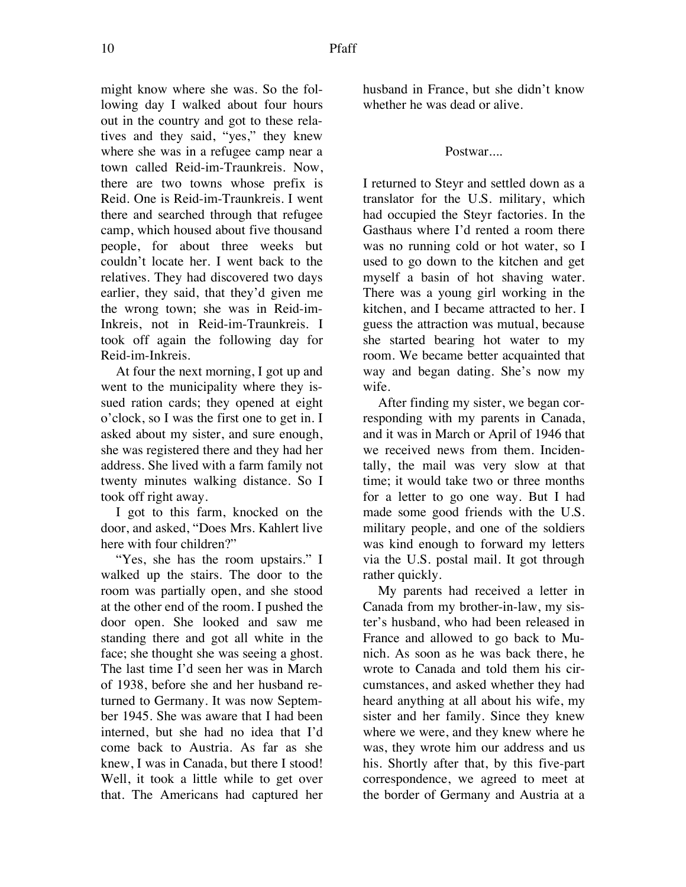might know where she was. So the following day I walked about four hours out in the country and got to these relatives and they said, "yes," they knew where she was in a refugee camp near a town called Reid-im-Traunkreis. Now, there are two towns whose prefix is Reid. One is Reid-im-Traunkreis. I went there and searched through that refugee camp, which housed about five thousand people, for about three weeks but couldn't locate her. I went back to the relatives. They had discovered two days earlier, they said, that they'd given me the wrong town; she was in Reid-im-Inkreis, not in Reid-im-Traunkreis. I took off again the following day for Reid-im-Inkreis.

At four the next morning, I got up and went to the municipality where they issued ration cards; they opened at eight o'clock, so I was the first one to get in. I asked about my sister, and sure enough, she was registered there and they had her address. She lived with a farm family not twenty minutes walking distance. So I took off right away.

I got to this farm, knocked on the door, and asked, "Does Mrs. Kahlert live here with four children?"

"Yes, she has the room upstairs." I walked up the stairs. The door to the room was partially open, and she stood at the other end of the room. I pushed the door open. She looked and saw me standing there and got all white in the face; she thought she was seeing a ghost. The last time I'd seen her was in March of 1938, before she and her husband returned to Germany. It was now September 1945. She was aware that I had been interned, but she had no idea that I'd come back to Austria. As far as she knew, I was in Canada, but there I stood! Well, it took a little while to get over that. The Americans had captured her husband in France, but she didn't know whether he was dead or alive.

## Postwar....

I returned to Steyr and settled down as a translator for the U.S. military, which had occupied the Steyr factories. In the Gasthaus where I'd rented a room there was no running cold or hot water, so I used to go down to the kitchen and get myself a basin of hot shaving water. There was a young girl working in the kitchen, and I became attracted to her. I guess the attraction was mutual, because she started bearing hot water to my room. We became better acquainted that way and began dating. She's now my wife.

After finding my sister, we began corresponding with my parents in Canada, and it was in March or April of 1946 that we received news from them. Incidentally, the mail was very slow at that time; it would take two or three months for a letter to go one way. But I had made some good friends with the U.S. military people, and one of the soldiers was kind enough to forward my letters via the U.S. postal mail. It got through rather quickly.

My parents had received a letter in Canada from my brother-in-law, my sister's husband, who had been released in France and allowed to go back to Munich. As soon as he was back there, he wrote to Canada and told them his circumstances, and asked whether they had heard anything at all about his wife, my sister and her family. Since they knew where we were, and they knew where he was, they wrote him our address and us his. Shortly after that, by this five-part correspondence, we agreed to meet at the border of Germany and Austria at a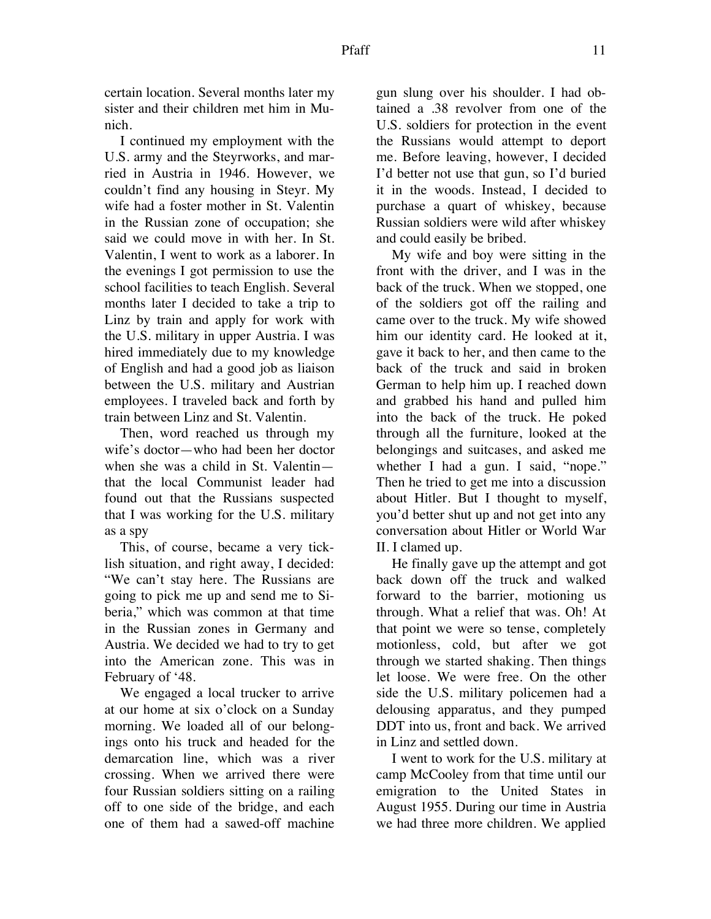certain location. Several months later my sister and their children met him in Munich.

I continued my employment with the U.S. army and the Steyrworks, and married in Austria in 1946. However, we couldn't find any housing in Steyr. My wife had a foster mother in St. Valentin in the Russian zone of occupation; she said we could move in with her. In St. Valentin, I went to work as a laborer. In the evenings I got permission to use the school facilities to teach English. Several months later I decided to take a trip to Linz by train and apply for work with the U.S. military in upper Austria. I was hired immediately due to my knowledge of English and had a good job as liaison between the U.S. military and Austrian employees. I traveled back and forth by train between Linz and St. Valentin.

Then, word reached us through my wife's doctor—who had been her doctor when she was a child in St. Valentin—that the local Communist leader had found out that the Russians suspected that I was working for the U.S. military as a spy

This, of course, became a very ticklish situation, and right away, I decided: "We can't stay here. The Russians are going to pick me up and send me to Siberia," which was common at that time in the Russian zones in Germany and Austria. We decided we had to try to get into the American zone. This was in February of '48.

We engaged a local trucker to arrive at our home at six o'clock on a Sunday morning. We loaded all of our belongings onto his truck and headed for the demarcation line, which was a river crossing. When we arrived there were four Russian soldiers sitting on a railing off to one side of the bridge, and each one of them had a sawed-off machine gun slung over his shoulder. I had obtained a .38 revolver from one of the U.S. soldiers for protection in the event the Russians would attempt to deport me. Before leaving, however, I decided I'd better not use that gun, so I'd buried it in the woods. Instead, I decided to purchase a quart of whiskey, because Russian soldiers were wild after whiskey and could easily be bribed.

My wife and boy were sitting in the front with the driver, and I was in the back of the truck. When we stopped, one of the soldiers got off the railing and came over to the truck. My wife showed him our identity card. He looked at it, gave it back to her, and then came to the back of the truck and said in broken German to help him up. I reached down and grabbed his hand and pulled him into the back of the truck. He poked through all the furniture, looked at the belongings and suitcases, and asked me whether I had a gun. I said, "nope." Then he tried to get me into a discussion about Hitler. But I thought to myself, you'd better shut up and not get into any conversation about Hitler or World War II. I clamed up.

He finally gave up the attempt and got back down off the truck and walked forward to the barrier, motioning us through. What a relief that was. Oh! At that point we were so tense, completely motionless, cold, but after we got through we started shaking. Then things let loose. We were free. On the other side the U.S. military policemen had a delousing apparatus, and they pumped DDT into us, front and back. We arrived in Linz and settled down.

I went to work for the U.S. military at camp McCooley from that time until our emigration to the United States in August 1955. During our time in Austria we had three more children. We applied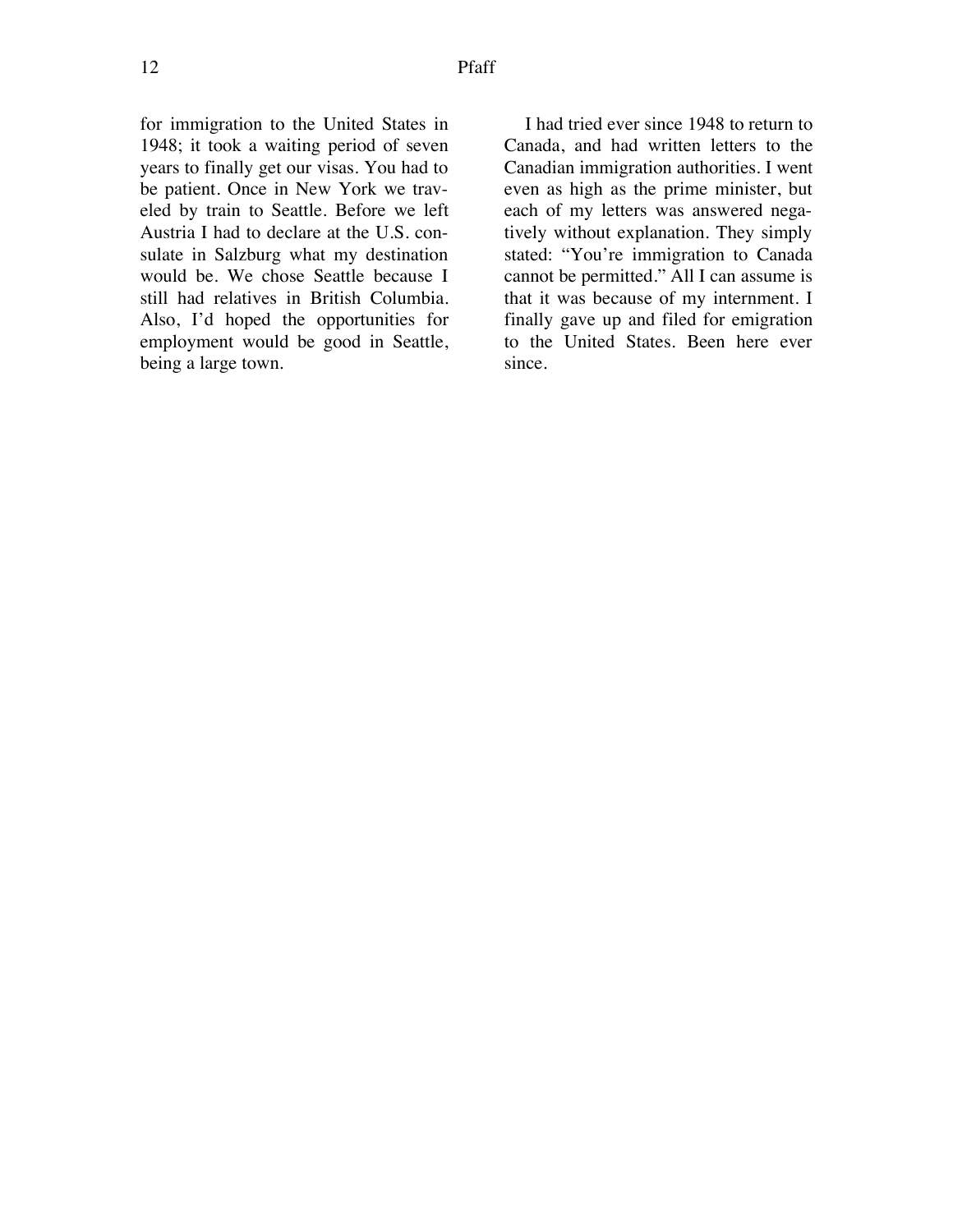for immigration to the United States in 1948; it took a waiting period of seven years to finally get our visas. You had to be patient. Once in New York we traveled by train to Seattle. Before we left Austria I had to declare at the U.S. consulate in Salzburg what my destination would be. We chose Seattle because I still had relatives in British Columbia. Also, I'd hoped the opportunities for employment would be good in Seattle, being a large town.

I had tried ever since 1948 to return to Canada, and had written letters to the Canadian immigration authorities. I went even as high as the prime minister, but each of my letters was answered negatively without explanation. They simply stated: "You're immigration to Canada cannot be permitted." All I can assume is that it was because of my internment. I finally gave up and filed for emigration to the United States. Been here ever since.